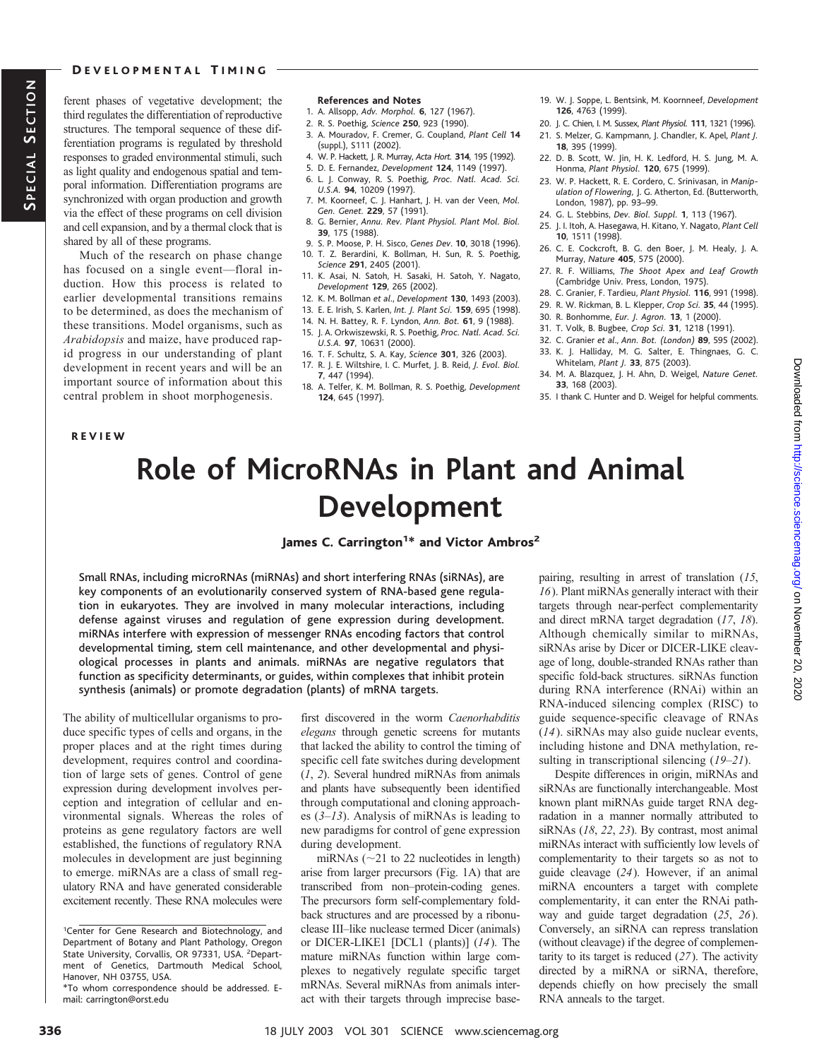ferent phases of vegetative development; the third regulates the differentiation of reproductive structures. The temporal sequence of these differentiation programs is regulated by threshold responses to graded environmental stimuli, such as light quality and endogenous spatial and temporal information. Differentiation programs are synchronized with organ production and growth via the effect of these programs on cell division and cell expansion, and by a thermal clock that is shared by all of these programs.

Much of the research on phase change has focused on a single event—floral induction. How this process is related to earlier developmental transitions remains to be determined, as does the mechanism of these transitions. Model organisms, such as *Arabidopsis* and maize, have produced rapid progress in our understanding of plant development in recent years and will be an important source of information about this central problem in shoot morphogenesis.

**References and Notes**

1. A. Allsopp, *Adv. Morphol.* **6**, 127 (1967).
2. R. S. Poethig, *Science* **250**, 923 (1990).
3. A. Mouradov, F. Cremer, G. Coupland, *Plant Cell* **14** (suppl.), S111 (2002).
4. W. P. Hackett, J. R. Murray, *Acta Hort.* **314**, 195 (1992).
5. D. E. Fernandez, *Development* **124**, 1149 (1997).
6. L. J. Conway, R. S. Poethig, *Proc. Natl. Acad. Sci. U.S.A.* **94**, 10209 (1997).
7. M. Koorneef, C. J. Hanhart, J. H. van der Veen, *Mol. Gen. Genet.* **229**, 57 (1991).
8. G. Bernier, *Annu. Rev. Plant Physiol. Plant Mol. Biol.* **39**, 175 (1988).
9. S. P. Moose, P. H. Sisco, *Genes Dev.* **10**, 3018 (1996).
10. T. Z. Berardini, K. Bollman, H. Sun, R. S. Poethig, *Science* **291**, 2405 (2001).
11. K. Asai, N. Satoh, H. Sasaki, H. Satoh, Y. Nagato, *Development* **129**, 265 (2002).
12. K. M. Bollman *et al.*, *Development* **130**, 1493 (2003).
13. E. E. Irish, S. Karlen, *Int. J. Plant Sci.* **159**, 695 (1998).
14. N. H. Battey, R. F. Lyndon, *Ann. Bot.* **61**, 9 (1988).
15. J. A. Orkwiszewski, R. S. Poethig, *Proc. Natl. Acad. Sci. U.S.A.* **97**, 10631 (2000).
16. T. F. Schultz, S. A. Kay, *Science* **301**, 326 (2003).
17. R. J. E. Wiltshire, I. C. Murfet, J. B. Reid, *J. Evol. Biol.* **7**, 447 (1994).
18. A. Telfer, K. M. Bollman, R. S. Poethig, *Development* **124**, 645 (1997).
19. W. J. Soppe, L. Bentsink, M. Koornneef, *Development* **126**, 4763 (1999).
20. J. C. Chien, I. M. Sussex, *Plant Physiol.* **111**, 1321 (1996).
21. S. Melzer, G. Kampmann, J. Chandler, K. Apel, *Plant J.* **18**, 395 (1999).
22. D. B. Scott, W. Jin, H. K. Ledford, H. S. Jung, M. A. Honma, *Plant Physiol.* **120**, 675 (1999).
23. W. P. Hackett, R. E. Cordero, C. Srinivasan, in *Manipulation of Flowering*, J. G. Atherton, Ed. (Butterworth, London, 1987), pp. 93–99.
24. G. L. Stebbins, *Dev. Biol. Suppl.* **1**, 113 (1967).
25. J. I. Itoh, A. Hasegawa, H. Kitano, Y. Nagato, *Plant Cell* **10**, 1511 (1998).
26. C. E. Cockcroft, B. G. den Boer, J. M. Healy, J. A. Murray, *Nature* **405**, 575 (2000).
27. R. F. Williams, *The Shoot Apex and Leaf Growth* (Cambridge Univ. Press, London, 1975).
28. C. Granier, F. Tardieu, *Plant Physiol.* **116**, 991 (1998).
29. R. W. Rickman, B. L. Klepper, *Crop Sci.* **35**, 44 (1995).
30. R. Bonhomme, *Eur. J. Agron.* **13**, 1 (2000).
31. T. Volk, B. Bugbee, *Crop Sci.* **31**, 1218 (1991).
32. C. Granier *et al.*, *Ann. Bot. (London)* **89**, 595 (2002).
33. K. J. Halliday, M. G. Salter, E. Thingnaes, G. C. Whitelam, *Plant J.* **33**, 875 (2003).
34. M. A. Blazquez, J. H. Ahn, D. Weigel, *Nature Genet.* **33**, 168 (2003).
35. I thank C. Hunter and D. Weigel for helpful comments.

REVIEW

# Role of MicroRNAs in Plant and Animal Development

**James C. Carrington[1]\* and Victor Ambros[2]**

**Small RNAs, including microRNAs (miRNAs) and short interfering RNAs (siRNAs), are key components of an evolutionarily conserved system of RNA-based gene regulation in eukaryotes. They are involved in many molecular interactions, including defense against viruses and regulation of gene expression during development. miRNAs interfere with expression of messenger RNAs encoding factors that control developmental timing, stem cell maintenance, and other developmental and physiological processes in plants and animals. miRNAs are negative regulators that function as specificity determinants, or guides, within complexes that inhibit protein synthesis (animals) or promote degradation (plants) of mRNA targets.**

The ability of multicellular organisms to produce specific types of cells and organs, in the proper places and at the right times during development, requires control and coordination of large sets of genes. Control of gene expression during development involves perception and integration of cellular and environmental signals. Whereas the roles of proteins as gene regulatory factors are well established, the functions of regulatory RNA molecules in development are just beginning to emerge. miRNAs are a class of small regulatory RNA and have generated considerable excitement recently. These RNA molecules were first discovered in the worm *Caenorhabditis elegans* through genetic screens for mutants that lacked the ability to control the timing of specific cell fate switches during development (*1*, *2*). Several hundred miRNAs from animals and plants have subsequently been identified through computational and cloning approaches (*3*–*13*). Analysis of miRNAs is leading to new paradigms for control of gene expression during development.

miRNAs (~21 to 22 nucleotides in length) arise from larger precursors (Fig. 1A) that are transcribed from non–protein-coding genes. The precursors form self-complementary foldback structures and are processed by a ribonuclease III–like nuclease termed Dicer (animals) or DICER-LIKE1 [DCL1 (plants)] (*14*). The mature miRNAs function within large complexes to negatively regulate specific target mRNAs. Several miRNAs from animals interact with their targets through imprecise base-pairing, resulting in arrest of translation (*15*, *16*). Plant miRNAs generally interact with their targets through near-perfect complementarity and direct mRNA target degradation (*17*, *18*). Although chemically similar to miRNAs, siRNAs arise by Dicer or DICER-LIKE cleavage of long, double-stranded RNAs rather than specific fold-back structures. siRNAs function during RNA interference (RNAi) within an RNA-induced silencing complex (RISC) to guide sequence-specific cleavage of RNAs (*14*). siRNAs may also guide nuclear events, including histone and DNA methylation, resulting in transcriptional silencing (*19*–*21*).

Despite differences in origin, miRNAs and siRNAs are functionally interchangeable. Most known plant miRNAs guide target RNA degradation in a manner normally attributed to siRNAs (*18*, *22*, *23*). By contrast, most animal miRNAs interact with sufficiently low levels of complementarity to their targets so as not to guide cleavage (*24*). However, if an animal miRNA encounters a target with complete complementarity, it can enter the RNAi pathway and guide target degradation (*25*, *26*). Conversely, an siRNA can repress translation (without cleavage) if the degree of complementarity to its target is reduced (*27*). The activity directed by a miRNA or siRNA, therefore, depends chiefly on how precisely the small RNA anneals to the target.

[1]Center for Gene Research and Biotechnology, and Department of Botany and Plant Pathology, Oregon State University, Corvallis, OR 97331, USA. [2]Department of Genetics, Dartmouth Medical School, Hanover, NH 03755, USA.

\*To whom correspondence should be addressed. E-mail: carrington@orst.edu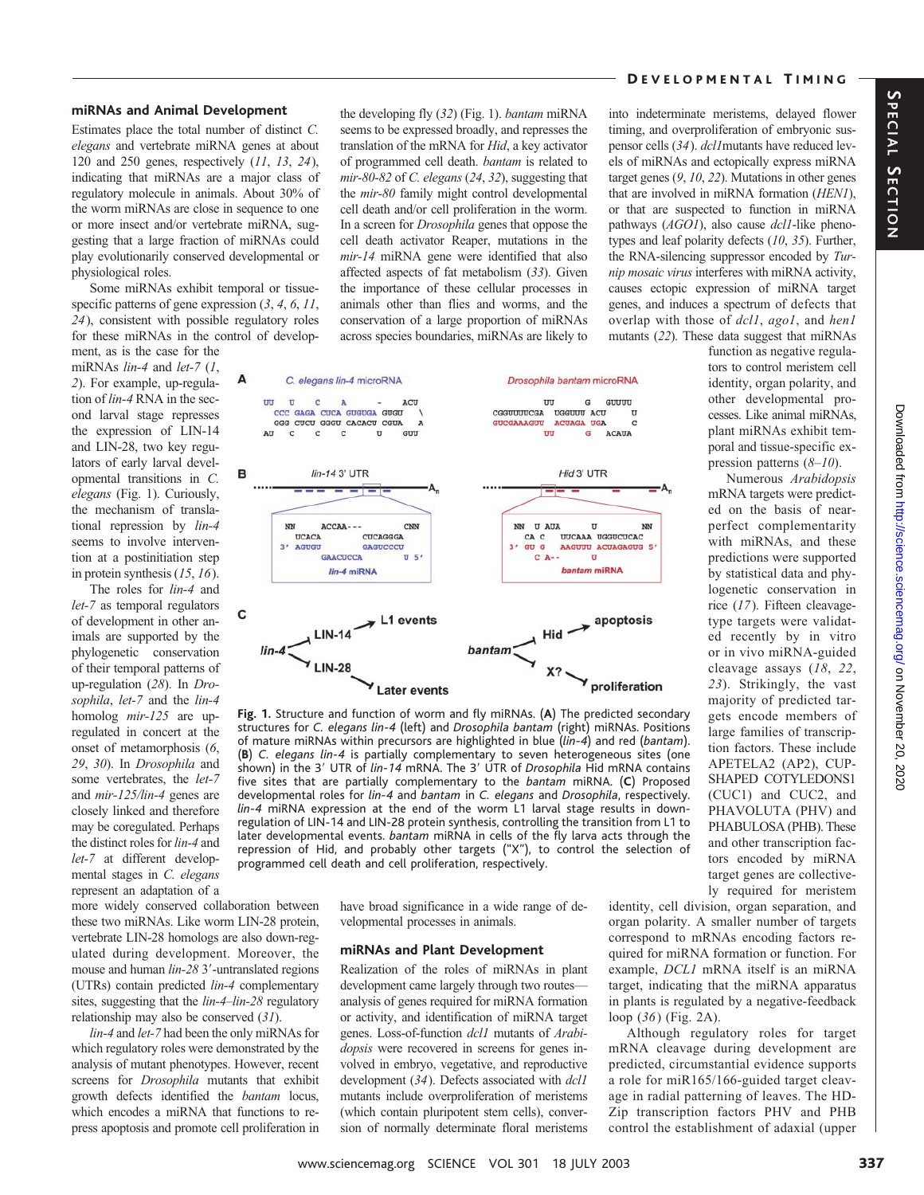## miRNAs and Animal Development

Estimates place the total number of distinct *C. elegans* and vertebrate miRNA genes at about 120 and 250 genes, respectively (*11*, *13*, *24*), indicating that miRNAs are a major class of regulatory molecule in animals. About 30% of the worm miRNAs are close in sequence to one or more insect and/or vertebrate miRNA, suggesting that a large fraction of miRNAs could play evolutionarily conserved developmental or physiological roles.

Some miRNAs exhibit temporal or tissue-specific patterns of gene expression (*3*, *4*, *6*, *11*, *24*), consistent with possible regulatory roles for these miRNAs in the control of development, as is the case for the miRNAs *lin-4* and *let-7* (*1*, *2*). For example, up-regulation of *lin-4* RNA in the second larval stage represses the expression of LIN-14 and LIN-28, two key regulators of early larval developmental transitions in *C. elegans* (Fig. 1). Curiously, the mechanism of translational repression by *lin-4* seems to involve intervention at a postinitiation step in protein synthesis (*15*, *16*).

The roles for *lin-4* and *let-7* as temporal regulators of development in other animals are supported by the phylogenetic conservation of their temporal patterns of up-regulation (*28*). In *Drosophila*, *let-7* and the *lin-4* homolog *mir-125* are up-regulated in concert at the onset of metamorphosis (*6*, *29*, *30*). In *Drosophila* and some vertebrates, the *let-7* and *mir-125/lin-4* genes are closely linked and therefore may be coregulated. Perhaps the distinct roles for *lin-4* and *let-7* at different developmental stages in *C. elegans* represent an adaptation of a more widely conserved collaboration between these two miRNAs. Like worm LIN-28 protein, vertebrate LIN-28 homologs are also down-regulated during development. Moreover, the mouse and human *lin-28* 3′-untranslated regions (UTRs) contain predicted *lin-4* complementary sites, suggesting that the *lin-4*–*lin-28* regulatory relationship may also be conserved (*31*).

*lin-4* and *let-7* had been the only miRNAs for which regulatory roles were demonstrated by the analysis of mutant phenotypes. However, recent screens for *Drosophila* mutants that exhibit growth defects identified the *bantam* locus, which encodes a miRNA that functions to repress apoptosis and promote cell proliferation in the developing fly (*32*) (Fig. 1). *bantam* miRNA seems to be expressed broadly, and represses the translation of the mRNA for *Hid*, a key activator of programmed cell death. *bantam* is related to *mir-80-82* of *C. elegans* (*24*, *32*), suggesting that the *mir-80* family might control developmental cell death and/or cell proliferation in the worm. In a screen for *Drosophila* genes that oppose the cell death activator Reaper, mutations in the *mir-14* miRNA gene were identified that also affected aspects of fat metabolism (*33*). Given the importance of these cellular processes in animals other than flies and worms, and the conservation of a large proportion of miRNAs across species boundaries, miRNAs are likely to have broad significance in a wide range of developmental processes in animals.

**Fig. 1.** Structure and function of worm and fly miRNAs. (**A**) The predicted secondary structures for *C. elegans lin-4* (left) and *Drosophila bantam* (right) miRNAs. Positions of mature miRNAs within precursors are highlighted in blue (*lin-4*) and red (*bantam*). (**B**) *C. elegans lin-4* is partially complementary to seven heterogeneous sites (one shown) in the 3′ UTR of *lin-14* mRNA. The 3′ UTR of *Drosophila* Hid mRNA contains five sites that are partially complementary to the *bantam* miRNA. (**C**) Proposed developmental roles for *lin-4* and *bantam* in *C. elegans* and *Drosophila*, respectively. *lin-4* miRNA expression at the end of the worm L1 larval stage results in down-regulation of LIN-14 and LIN-28 protein synthesis, controlling the transition from L1 to later developmental events. *bantam* miRNA in cells of the fly larva acts through the repression of Hid, and probably other targets ("X"), to control the selection of programmed cell death and cell proliferation, respectively.

## miRNAs and Plant Development

Realization of the roles of miRNAs in plant development came largely through two routes—analysis of genes required for miRNA formation or activity, and identification of miRNA target genes. Loss-of-function *dcl1* mutants of *Arabidopsis* were recovered in screens for genes involved in embryo, vegetative, and reproductive development (*34*). Defects associated with *dcl1* mutants include overproliferation of meristems (which contain pluripotent stem cells), conversion of normally determinate floral meristems into indeterminate meristems, delayed flower timing, and overproliferation of embryonic suspensor cells (*34*). *dcl1*mutants have reduced levels of miRNAs and ectopically express miRNA target genes (*9*, *10*, *22*). Mutations in other genes that are involved in miRNA formation (*HEN1*), or that are suspected to function in miRNA pathways (*AGO1*), also cause *dcl1*-like phenotypes and leaf polarity defects (*10*, *35*). Further, the RNA-silencing suppressor encoded by *Turnip mosaic virus* interferes with miRNA activity, causes ectopic expression of miRNA target genes, and induces a spectrum of defects that overlap with those of *dcl1*, *ago1*, and *hen1* mutants (*22*). These data suggest that miRNAs function as negative regulators to control meristem cell identity, organ polarity, and other developmental processes. Like animal miRNAs, plant miRNAs exhibit temporal and tissue-specific expression patterns (*8*–*10*).

Numerous *Arabidopsis* mRNA targets were predicted on the basis of near-perfect complementarity with miRNAs, and these predictions were supported by statistical data and phylogenetic conservation in rice (*17*). Fifteen cleavage-type targets were validated recently by in vitro or in vivo miRNA-guided cleavage assays (*18*, *22*, *23*). Strikingly, the vast majority of predicted targets encode members of large families of transcription factors. These include APETELA2 (AP2), CUP-SHAPED COTYLEDONS1 (CUC1) and CUC2, and PHAVOLUTA (PHV) and PHABULOSA (PHB). These and other transcription factors encoded by miRNA target genes are collectively required for meristem identity, cell division, organ separation, and organ polarity. A smaller number of targets correspond to mRNAs encoding factors required for miRNA formation or function. For example, *DCL1* mRNA itself is an miRNA target, indicating that the miRNA apparatus in plants is regulated by a negative-feedback loop (*36*) (Fig. 2A).

Although regulatory roles for target mRNA cleavage during development are predicted, circumstantial evidence supports a role for miR165/166-guided target cleavage in radial patterning of leaves. The HD-Zip transcription factors PHV and PHB control the establishment of adaxial (upper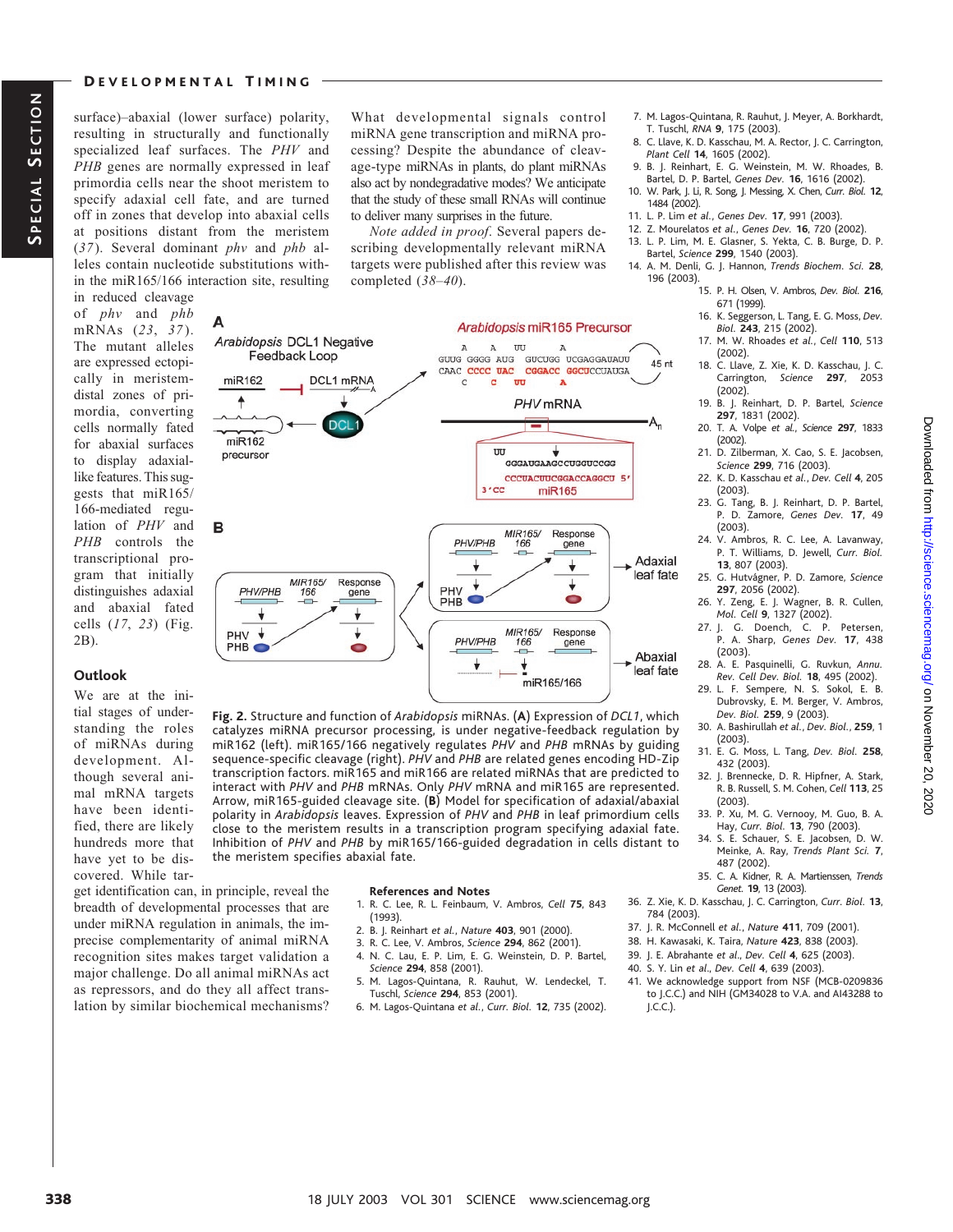surface)–abaxial (lower surface) polarity, resulting in structurally and functionally specialized leaf surfaces. The *PHV* and *PHB* genes are normally expressed in leaf primordia cells near the shoot meristem to specify adaxial cell fate, and are turned off in zones that develop into abaxial cells at positions distant from the meristem (*37*). Several dominant *phv* and *phb* alleles contain nucleotide substitutions within the miR165/166 interaction site, resulting in reduced cleavage of *phv* and *phb* mRNAs (*23*, *37*). The mutant alleles are expressed ectopically in meristem-distal zones of primordia, converting cells normally fated for abaxial surfaces to display adaxial-like features. This suggests that miR165/166-mediated regulation of *PHV* and *PHB* controls the transcriptional program that initially distinguishes adaxial and abaxial fated cells (*17*, *23*) (Fig. 2B).

## Outlook

We are at the initial stages of understanding the roles of miRNAs during development. Although several animal mRNA targets have been identified, there are likely hundreds more that have yet to be discovered. While target identification can, in principle, reveal the breadth of developmental processes that are under miRNA regulation in animals, the imprecise complementarity of animal miRNA recognition sites makes target validation a major challenge. Do all animal miRNAs act as repressors, and do they all affect translation by similar biochemical mechanisms? What developmental signals control miRNA gene transcription and miRNA processing? Despite the abundance of cleavage-type miRNAs in plants, do plant miRNAs also act by nondegradative modes? We anticipate that the study of these small RNAs will continue to deliver many surprises in the future.

*Note added in proof.* Several papers describing developmentally relevant miRNA targets were published after this review was completed (*38*–*40*).

**Fig. 2.** Structure and function of *Arabidopsis* miRNAs. (**A**) Expression of *DCL1*, which catalyzes miRNA precursor processing, is under negative-feedback regulation by miR162 (left). miR165/166 negatively regulates *PHV* and *PHB* mRNAs by guiding sequence-specific cleavage (right). *PHV* and *PHB* are related genes encoding HD-Zip transcription factors. miR165 and miR166 are related miRNAs that are predicted to interact with *PHV* and *PHB* mRNAs. Only *PHV* mRNA and miR165 are represented. Arrow, miR165-guided cleavage site. (**B**) Model for specification of adaxial/abaxial polarity in *Arabidopsis* leaves. Expression of *PHV* and *PHB* in leaf primordium cells close to the meristem results in a transcription program specifying adaxial fate. Inhibition of *PHV* and *PHB* by miR165/166-guided degradation in cells distant to the meristem specifies abaxial fate.

### References and Notes

1. R. C. Lee, R. L. Feinbaum, V. Ambros, *Cell* **75**, 843 (1993).
2. B. J. Reinhart *et al.*, *Nature* **403**, 901 (2000).
3. R. C. Lee, V. Ambros, *Science* **294**, 862 (2001).
4. N. C. Lau, E. P. Lim, E. G. Weinstein, D. P. Bartel, *Science* **294**, 858 (2001).
5. M. Lagos-Quintana, R. Rauhut, W. Lendeckel, T. Tuschl, *Science* **294**, 853 (2001).
6. M. Lagos-Quintana *et al.*, *Curr. Biol.* **12**, 735 (2002).
7. M. Lagos-Quintana, R. Rauhut, J. Meyer, A. Borkhardt, T. Tuschl, *RNA* **9**, 175 (2003).
8. C. Llave, K. D. Kasschau, M. A. Rector, J. C. Carrington, *Plant Cell* **14**, 1605 (2002).
9. B. J. Reinhart, E. G. Weinstein, M. W. Rhoades, B. Bartel, D. P. Bartel, *Genes Dev.* **16**, 1616 (2002).
10. W. Park, J. Li, R. Song, J. Messing, X. Chen, *Curr. Biol.* **12**, 1484 (2002).
11. L. P. Lim *et al.*, *Genes Dev.* **17**, 991 (2003).
12. Z. Mourelatos *et al.*, *Genes Dev.* **16**, 720 (2002).
13. L. P. Lim, M. E. Glasner, S. Yekta, C. B. Burge, D. P. Bartel, *Science* **299**, 1540 (2003).
14. A. M. Denli, G. J. Hannon, *Trends Biochem. Sci.* **28**, 196 (2003).
15. P. H. Olsen, V. Ambros, *Dev. Biol.* **216**, 671 (1999).
16. K. Seggerson, L. Tang, E. G. Moss, *Dev. Biol.* **243**, 215 (2002).
17. M. W. Rhoades *et al.*, *Cell* **110**, 513 (2002).
18. C. Llave, Z. Xie, K. D. Kasschau, J. C. Carrington, *Science* **297**, 2053 (2002).
19. B. J. Reinhart, D. P. Bartel, *Science* **297**, 1831 (2002).
20. T. A. Volpe *et al.*, *Science* **297**, 1833 (2002).
21. D. Zilberman, X. Cao, S. E. Jacobsen, *Science* **299**, 716 (2003).
22. K. D. Kasschau *et al.*, *Dev. Cell* **4**, 205 (2003).
23. G. Tang, B. J. Reinhart, D. P. Bartel, P. D. Zamore, *Genes Dev.* **17**, 49 (2003).
24. V. Ambros, R. C. Lee, A. Lavanway, P. T. Williams, D. Jewell, *Curr. Biol.* **13**, 807 (2003).
25. G. Hutvágner, P. D. Zamore, *Science* **297**, 2056 (2002).
26. Y. Zeng, E. J. Wagner, B. R. Cullen, *Mol. Cell* **9**, 1327 (2002).
27. J. G. Doench, C. P. Petersen, P. A. Sharp, *Genes Dev.* **17**, 438 (2003).
28. A. E. Pasquinelli, G. Ruvkun, *Annu. Rev. Cell Dev. Biol.* **18**, 495 (2002).
29. L. F. Sempere, N. S. Sokol, E. B. Dubrovsky, E. M. Berger, V. Ambros, *Dev. Biol.* **259**, 9 (2003).
30. A. Bashirullah *et al.*, *Dev. Biol.*, **259**, 1 (2003).
31. E. G. Moss, L. Tang, *Dev. Biol.* **258**, 432 (2003).
32. J. Brennecke, D. R. Hipfner, A. Stark, R. B. Russell, S. M. Cohen, *Cell* **113**, 25 (2003).
33. P. Xu, M. G. Vernooy, M. Guo, B. A. Hay, *Curr. Biol.* **13**, 790 (2003).
34. S. E. Schauer, S. E. Jacobsen, D. W. Meinke, A. Ray, *Trends Plant Sci.* **7**, 487 (2002).
35. C. A. Kidner, R. A. Martienssen, *Trends Genet.* **19**, 13 (2003).
36. Z. Xie, K. D. Kasschau, J. C. Carrington, *Curr. Biol.* **13**, 784 (2003).
37. J. R. McConnell *et al.*, *Nature* **411**, 709 (2001).
38. H. Kawasaki, K. Taira, *Nature* **423**, 838 (2003).
39. J. E. Abrahante *et al.*, *Dev. Cell* **4**, 625 (2003).
40. S. Y. Lin *et al.*, *Dev. Cell* **4**, 639 (2003).
41. We acknowledge support from NSF (MCB-0209836 to J.C.C.) and NIH (GM34028 to V.A. and AI43288 to J.C.C.).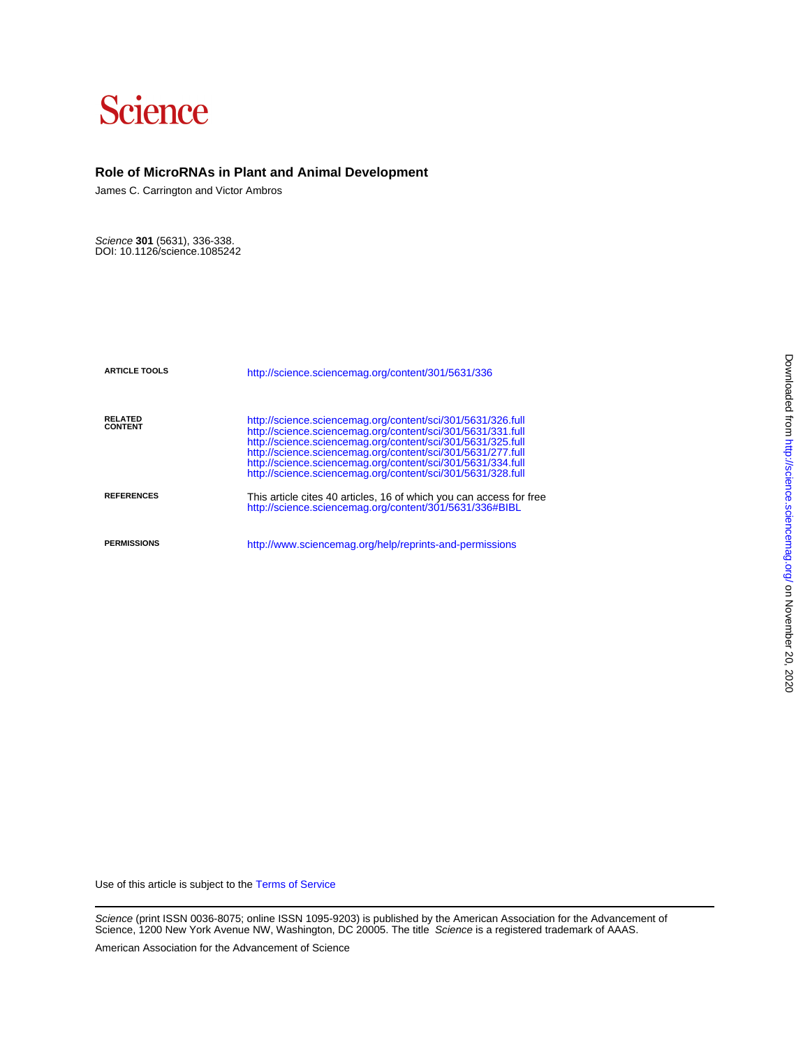# Science

## Role of MicroRNAs in Plant and Animal Development

James C. Carrington and Victor Ambros

*Science* **301** (5631), 336-338.
DOI: 10.1126/science.1085242

| | |
|---|---|
| **ARTICLE TOOLS** | http://science.sciencemag.org/content/301/5631/336 |
| **RELATED CONTENT** | http://science.sciencemag.org/content/sci/301/5631/326.full http://science.sciencemag.org/content/sci/301/5631/331.full http://science.sciencemag.org/content/sci/301/5631/325.full http://science.sciencemag.org/content/sci/301/5631/277.full http://science.sciencemag.org/content/sci/301/5631/334.full http://science.sciencemag.org/content/sci/301/5631/328.full |
| **REFERENCES** | This article cites 40 articles, 16 of which you can access for free http://science.sciencemag.org/content/301/5631/336#BIBL |
| **PERMISSIONS** | http://www.sciencemag.org/help/reprints-and-permissions |

Downloaded from http://science.sciencemag.org/ on November 20, 2020

Use of this article is subject to the Terms of Service

*Science* (print ISSN 0036-8075; online ISSN 1095-9203) is published by the American Association for the Advancement of Science, 1200 New York Avenue NW, Washington, DC 20005. The title *Science* is a registered trademark of AAAS.

American Association for the Advancement of Science